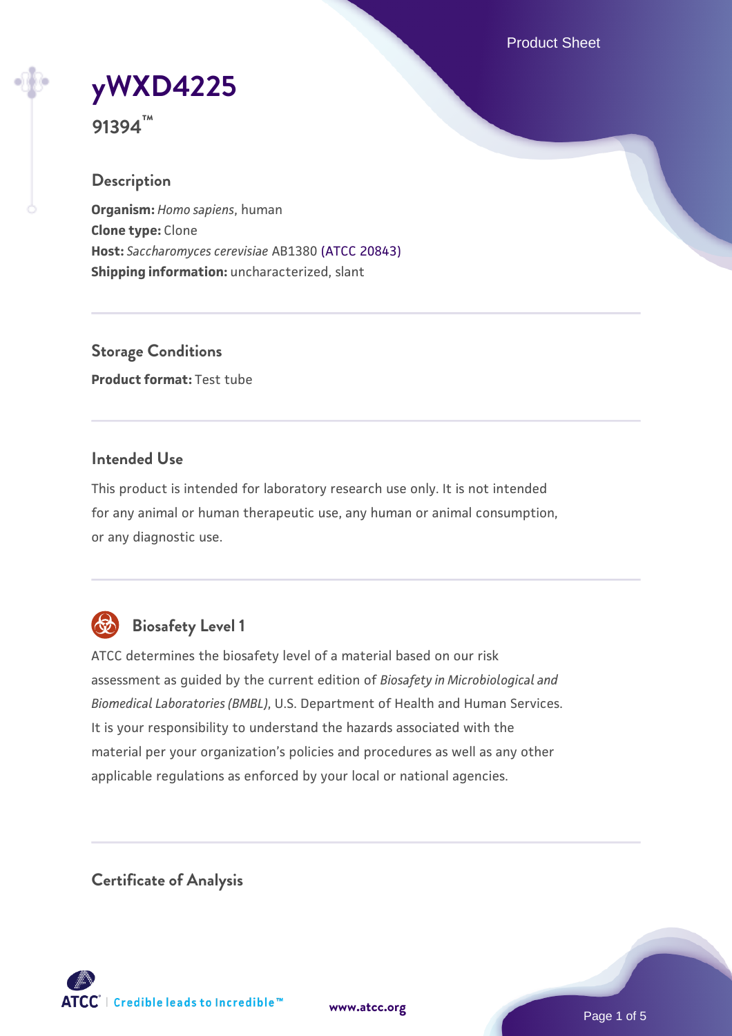# yWXD4225

**91394™**

## Description

**Organism:** *Homo sapiens*, human
**Clone type:** Clone
**Host:** *Saccharomyces cerevisiae* AB1380 (ATCC 20843)
**Shipping information:** uncharacterized, slant

## Storage Conditions

**Product format:** Test tube

## Intended Use

This product is intended for laboratory research use only. It is not intended for any animal or human therapeutic use, any human or animal consumption, or any diagnostic use.

## Biosafety Level 1

ATCC determines the biosafety level of a material based on our risk assessment as guided by the current edition of *Biosafety in Microbiological and Biomedical Laboratories (BMBL)*, U.S. Department of Health and Human Services. It is your responsibility to understand the hazards associated with the material per your organization's policies and procedures as well as any other applicable regulations as enforced by your local or national agencies.

## Certificate of Analysis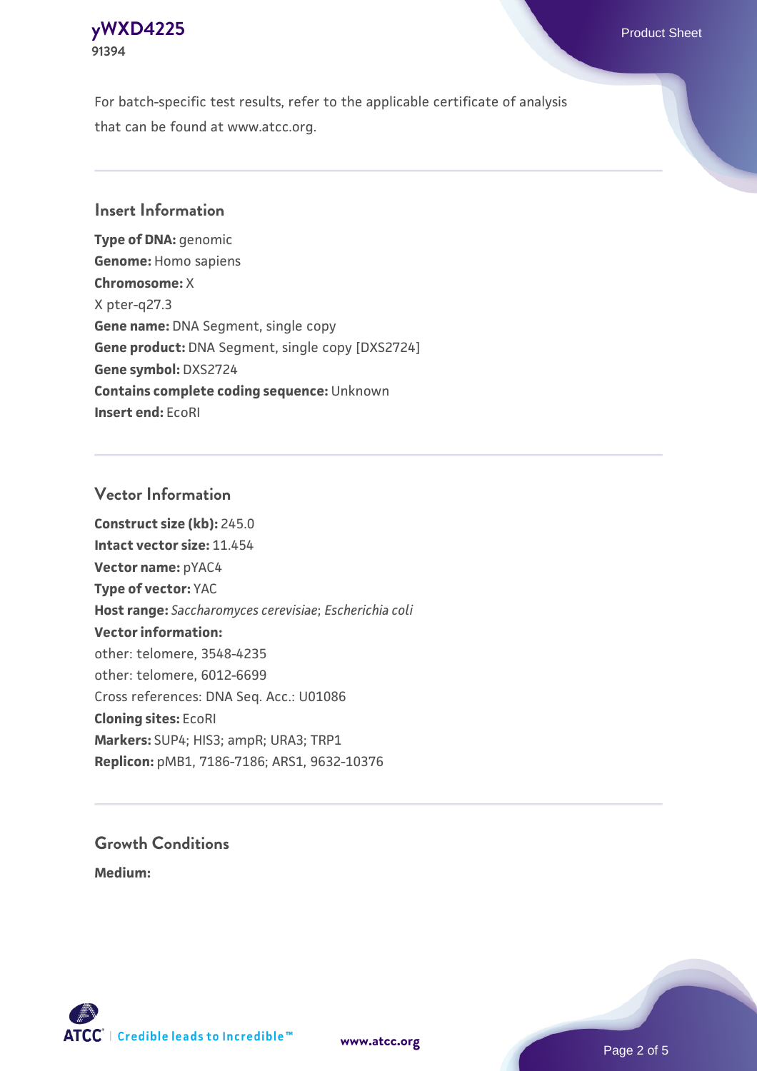For batch-specific test results, refer to the applicable certificate of analysis that can be found at www.atcc.org.

## Insert Information

**Type of DNA:** genomic
**Genome:** Homo sapiens
**Chromosome:** X
X pter-q27.3
**Gene name:** DNA Segment, single copy
**Gene product:** DNA Segment, single copy [DXS2724]
**Gene symbol:** DXS2724
**Contains complete coding sequence:** Unknown
**Insert end:** EcoRI

## Vector Information

**Construct size (kb):** 245.0
**Intact vector size:** 11.454
**Vector name:** pYAC4
**Type of vector:** YAC
**Host range:** *Saccharomyces cerevisiae*; *Escherichia coli*
**Vector information:**
other: telomere, 3548-4235
other: telomere, 6012-6699
Cross references: DNA Seq. Acc.: U01086
**Cloning sites:** EcoRI
**Markers:** SUP4; HIS3; ampR; URA3; TRP1
**Replicon:** pMB1, 7186-7186; ARS1, 9632-10376

## Growth Conditions

**Medium:**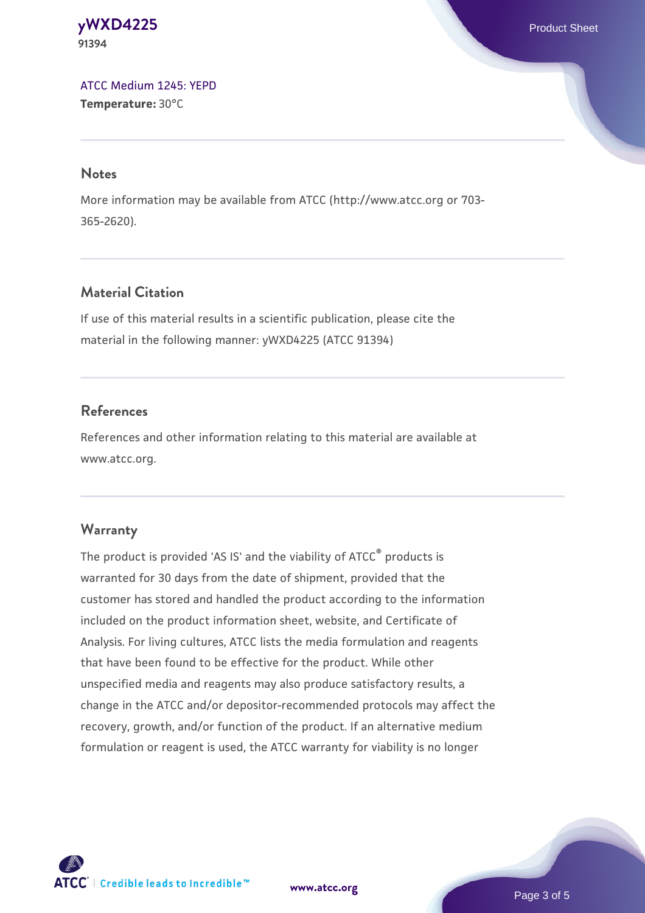ATCC Medium 1245: YEPD
**Temperature:** 30°C

## Notes

More information may be available from ATCC (http://www.atcc.org or 703-365-2620).

## Material Citation

If use of this material results in a scientific publication, please cite the material in the following manner: yWXD4225 (ATCC 91394)

## References

References and other information relating to this material are available at www.atcc.org.

## Warranty

The product is provided 'AS IS' and the viability of ATCC® products is warranted for 30 days from the date of shipment, provided that the customer has stored and handled the product according to the information included on the product information sheet, website, and Certificate of Analysis. For living cultures, ATCC lists the media formulation and reagents that have been found to be effective for the product. While other unspecified media and reagents may also produce satisfactory results, a change in the ATCC and/or depositor-recommended protocols may affect the recovery, growth, and/or function of the product. If an alternative medium formulation or reagent is used, the ATCC warranty for viability is no longer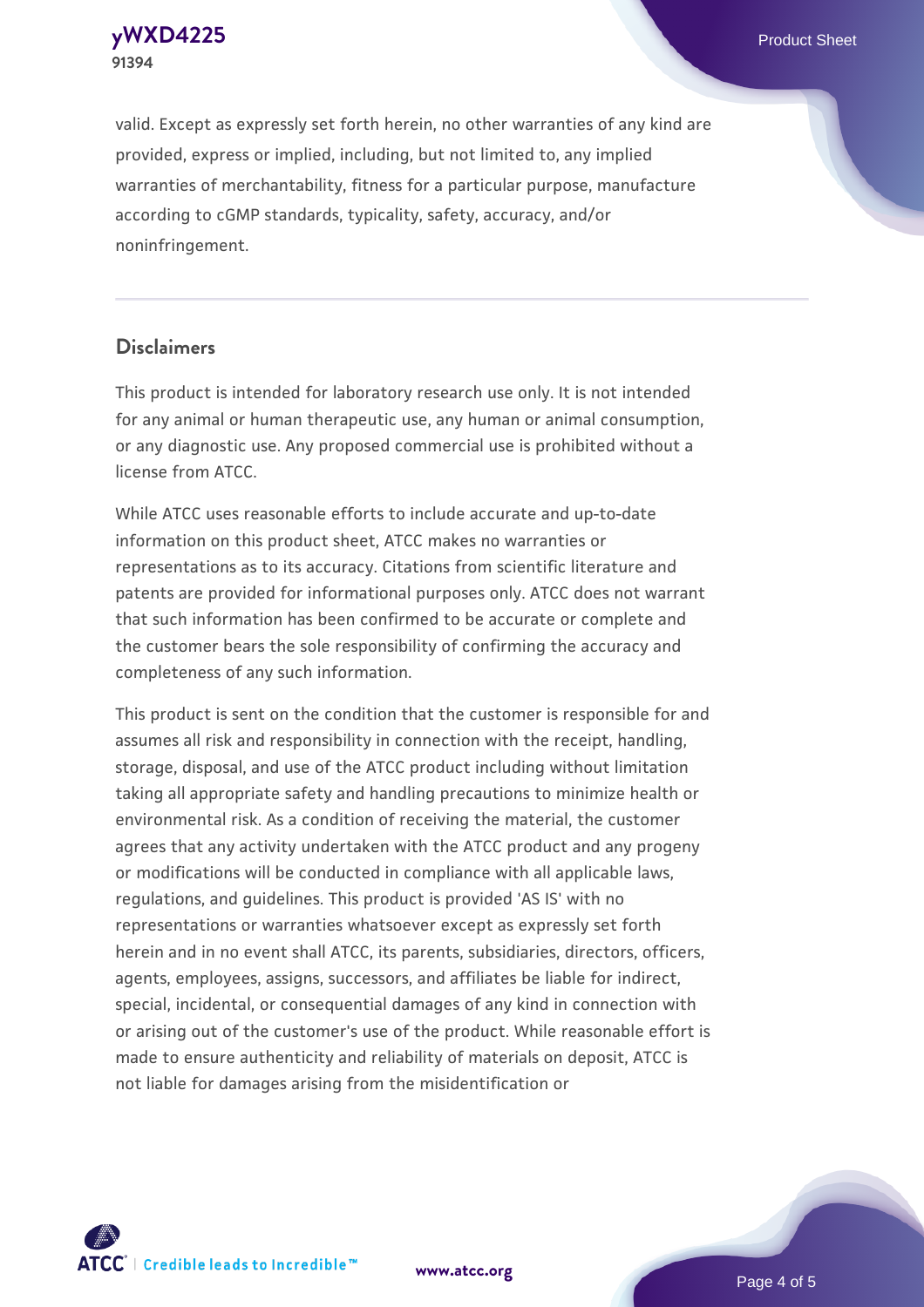valid. Except as expressly set forth herein, no other warranties of any kind are provided, express or implied, including, but not limited to, any implied warranties of merchantability, fitness for a particular purpose, manufacture according to cGMP standards, typicality, safety, accuracy, and/or noninfringement.

## Disclaimers

This product is intended for laboratory research use only. It is not intended for any animal or human therapeutic use, any human or animal consumption, or any diagnostic use. Any proposed commercial use is prohibited without a license from ATCC.

While ATCC uses reasonable efforts to include accurate and up-to-date information on this product sheet, ATCC makes no warranties or representations as to its accuracy. Citations from scientific literature and patents are provided for informational purposes only. ATCC does not warrant that such information has been confirmed to be accurate or complete and the customer bears the sole responsibility of confirming the accuracy and completeness of any such information.

This product is sent on the condition that the customer is responsible for and assumes all risk and responsibility in connection with the receipt, handling, storage, disposal, and use of the ATCC product including without limitation taking all appropriate safety and handling precautions to minimize health or environmental risk. As a condition of receiving the material, the customer agrees that any activity undertaken with the ATCC product and any progeny or modifications will be conducted in compliance with all applicable laws, regulations, and guidelines. This product is provided 'AS IS' with no representations or warranties whatsoever except as expressly set forth herein and in no event shall ATCC, its parents, subsidiaries, directors, officers, agents, employees, assigns, successors, and affiliates be liable for indirect, special, incidental, or consequential damages of any kind in connection with or arising out of the customer's use of the product. While reasonable effort is made to ensure authenticity and reliability of materials on deposit, ATCC is not liable for damages arising from the misidentification or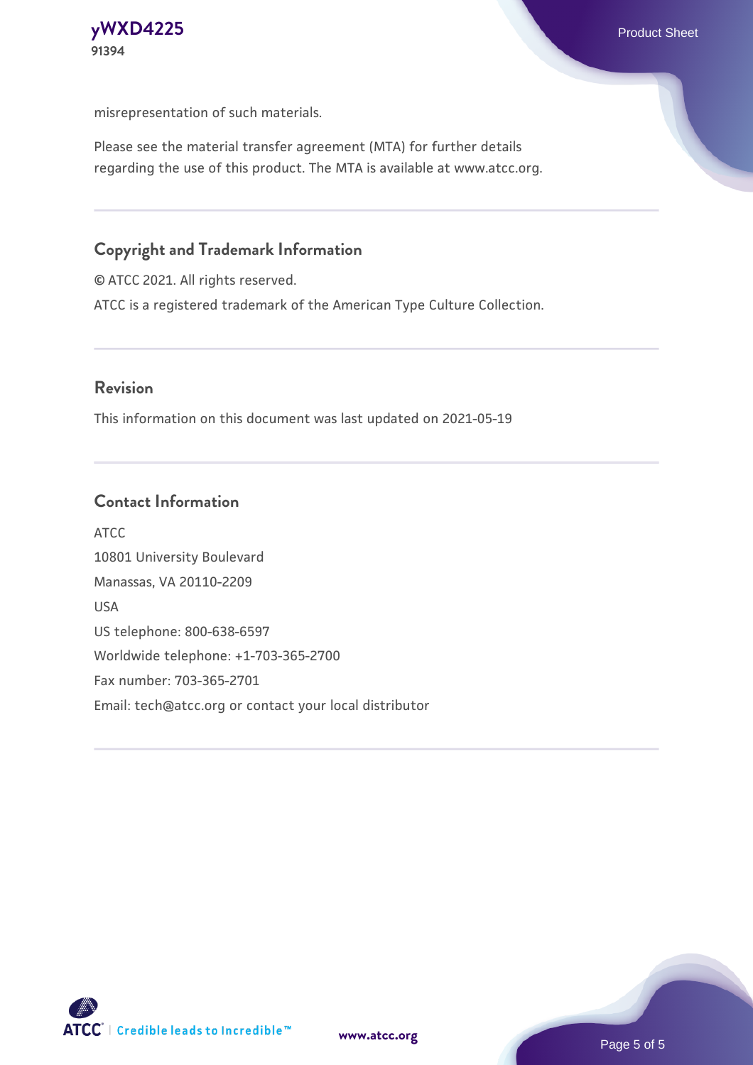misrepresentation of such materials.

Please see the material transfer agreement (MTA) for further details regarding the use of this product. The MTA is available at www.atcc.org.

## Copyright and Trademark Information

© ATCC 2021. All rights reserved.

ATCC is a registered trademark of the American Type Culture Collection.

## Revision

This information on this document was last updated on 2021-05-19

## Contact Information

ATCC
10801 University Boulevard
Manassas, VA 20110-2209
USA
US telephone: 800-638-6597
Worldwide telephone: +1-703-365-2700
Fax number: 703-365-2701
Email: tech@atcc.org or contact your local distributor